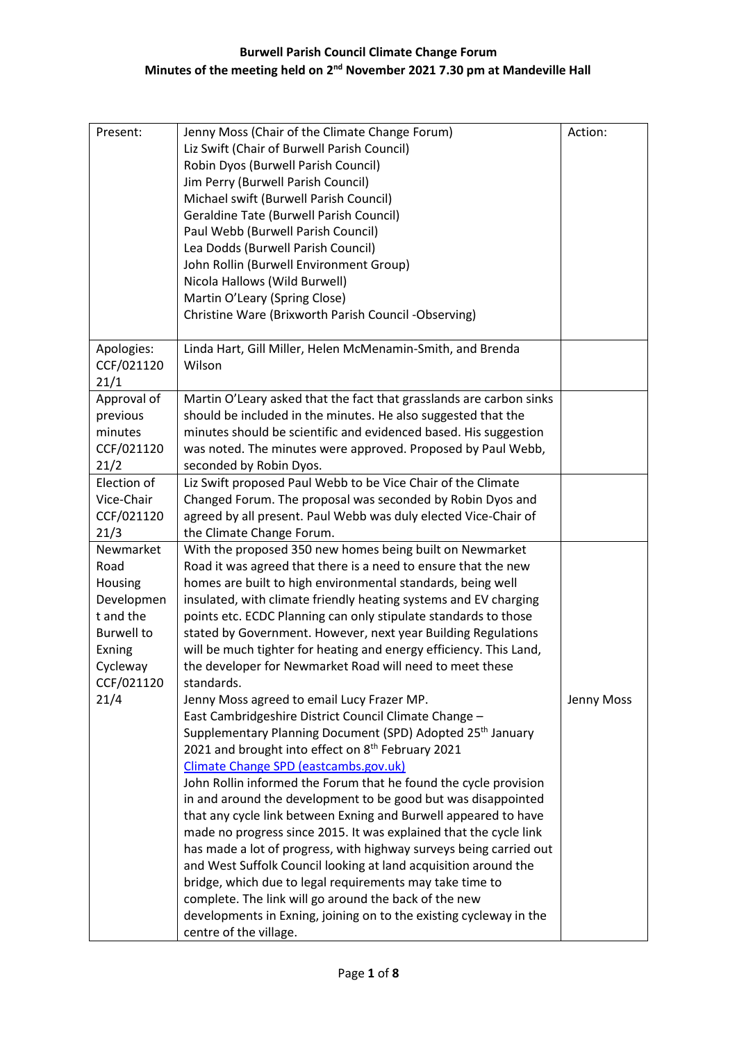# Burwell Parish Council Climate Change Forum
## Minutes of the meeting held on 2nd November 2021 7.30 pm at Mandeville Hall

| Present: | Jenny Moss (Chair of the Climate Change Forum)<br>Liz Swift (Chair of Burwell Parish Council)<br>Robin Dyos (Burwell Parish Council)<br>Jim Perry (Burwell Parish Council)<br>Michael swift (Burwell Parish Council)<br>Geraldine Tate (Burwell Parish Council)<br>Paul Webb (Burwell Parish Council)<br>Lea Dodds (Burwell Parish Council)<br>John Rollin (Burwell Environment Group)<br>Nicola Hallows (Wild Burwell)<br>Martin O'Leary (Spring Close)<br>Christine Ware (Brixworth Parish Council -Observing) | Action: |
|---|---|---|
| Apologies: CCF/021120 21/1 | Linda Hart, Gill Miller, Helen McMenamin-Smith, and Brenda Wilson | |
| Approval of previous minutes CCF/021120 21/2 | Martin O'Leary asked that the fact that grasslands are carbon sinks should be included in the minutes. He also suggested that the minutes should be scientific and evidenced based. His suggestion was noted. The minutes were approved. Proposed by Paul Webb, seconded by Robin Dyos. | |
| Election of Vice-Chair CCF/021120 21/3 | Liz Swift proposed Paul Webb to be Vice Chair of the Climate Changed Forum. The proposal was seconded by Robin Dyos and agreed by all present. Paul Webb was duly elected Vice-Chair of the Climate Change Forum. | |
| Newmarket Road Housing Development and the Burwell to Exning Cycleway CCF/021120 21/4 | With the proposed 350 new homes being built on Newmarket Road it was agreed that there is a need to ensure that the new homes are built to high environmental standards, being well insulated, with climate friendly heating systems and EV charging points etc. ECDC Planning can only stipulate standards to those stated by Government. However, next year Building Regulations will be much tighter for heating and energy efficiency. This Land, the developer for Newmarket Road will need to meet these standards.<br>Jenny Moss agreed to email Lucy Frazer MP.<br>East Cambridgeshire District Council Climate Change – Supplementary Planning Document (SPD) Adopted 25th January 2021 and brought into effect on 8th February 2021<br>[Climate Change SPD (eastcambs.gov.uk)](https://www.eastcambs.gov.uk)<br>John Rollin informed the Forum that he found the cycle provision in and around the development to be good but was disappointed that any cycle link between Exning and Burwell appeared to have made no progress since 2015. It was explained that the cycle link has made a lot of progress, with highway surveys being carried out and West Suffolk Council looking at land acquisition around the bridge, which due to legal requirements may take time to complete. The link will go around the back of the new developments in Exning, joining on to the existing cycleway in the centre of the village. | Jenny Moss |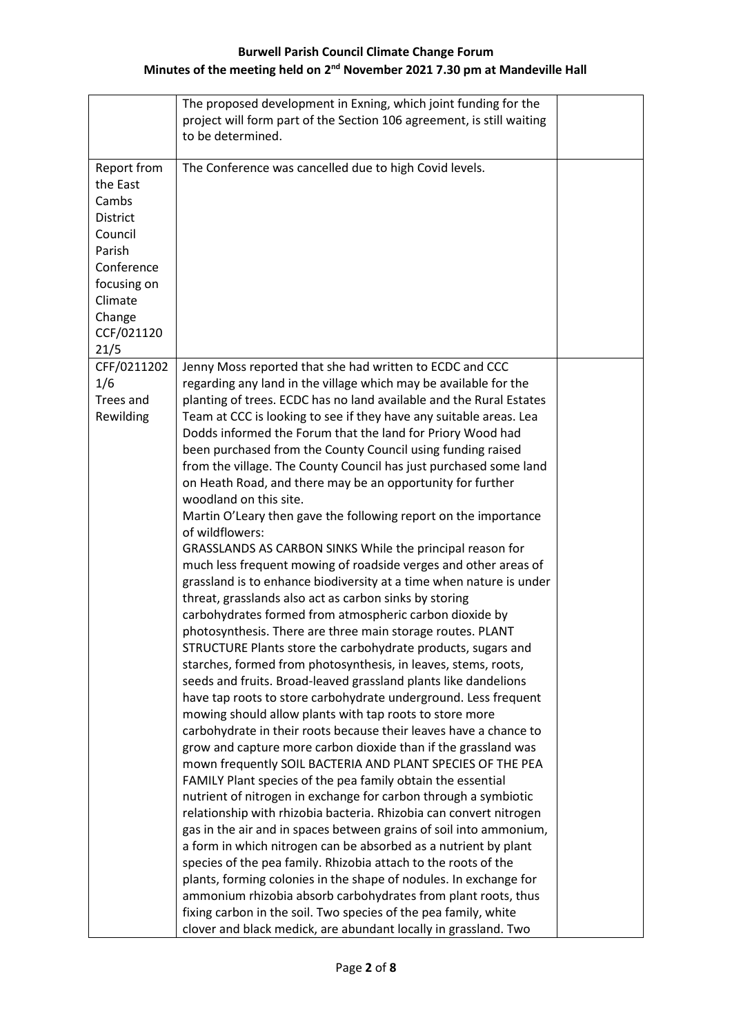**Burwell Parish Council Climate Change Forum**
**Minutes of the meeting held on 2nd November 2021 7.30 pm at Mandeville Hall**

| | | |
|---|---|---|
| | The proposed development in Exning, which joint funding for the project will form part of the Section 106 agreement, is still waiting to be determined. | |
| Report from the East Cambs District Council Parish Conference focusing on Climate Change CCF/021120 21/5 | The Conference was cancelled due to high Covid levels. | |
| CFF/0211202 1/6 Trees and Rewilding | Jenny Moss reported that she had written to ECDC and CCC regarding any land in the village which may be available for the planting of trees. ECDC has no land available and the Rural Estates Team at CCC is looking to see if they have any suitable areas. Lea Dodds informed the Forum that the land for Priory Wood had been purchased from the County Council using funding raised from the village. The County Council has just purchased some land on Heath Road, and there may be an opportunity for further woodland on this site.<br>Martin O'Leary then gave the following report on the importance of wildflowers:<br>GRASSLANDS AS CARBON SINKS While the principal reason for much less frequent mowing of roadside verges and other areas of grassland is to enhance biodiversity at a time when nature is under threat, grasslands also act as carbon sinks by storing carbohydrates formed from atmospheric carbon dioxide by photosynthesis. There are three main storage routes. PLANT STRUCTURE Plants store the carbohydrate products, sugars and starches, formed from photosynthesis, in leaves, stems, roots, seeds and fruits. Broad-leaved grassland plants like dandelions have tap roots to store carbohydrate underground. Less frequent mowing should allow plants with tap roots to store more carbohydrate in their roots because their leaves have a chance to grow and capture more carbon dioxide than if the grassland was mown frequently SOIL BACTERIA AND PLANT SPECIES OF THE PEA FAMILY Plant species of the pea family obtain the essential nutrient of nitrogen in exchange for carbon through a symbiotic relationship with rhizobia bacteria. Rhizobia can convert nitrogen gas in the air and in spaces between grains of soil into ammonium, a form in which nitrogen can be absorbed as a nutrient by plant species of the pea family. Rhizobia attach to the roots of the plants, forming colonies in the shape of nodules. In exchange for ammonium rhizobia absorb carbohydrates from plant roots, thus fixing carbon in the soil. Two species of the pea family, white clover and black medick, are abundant locally in grassland. Two | |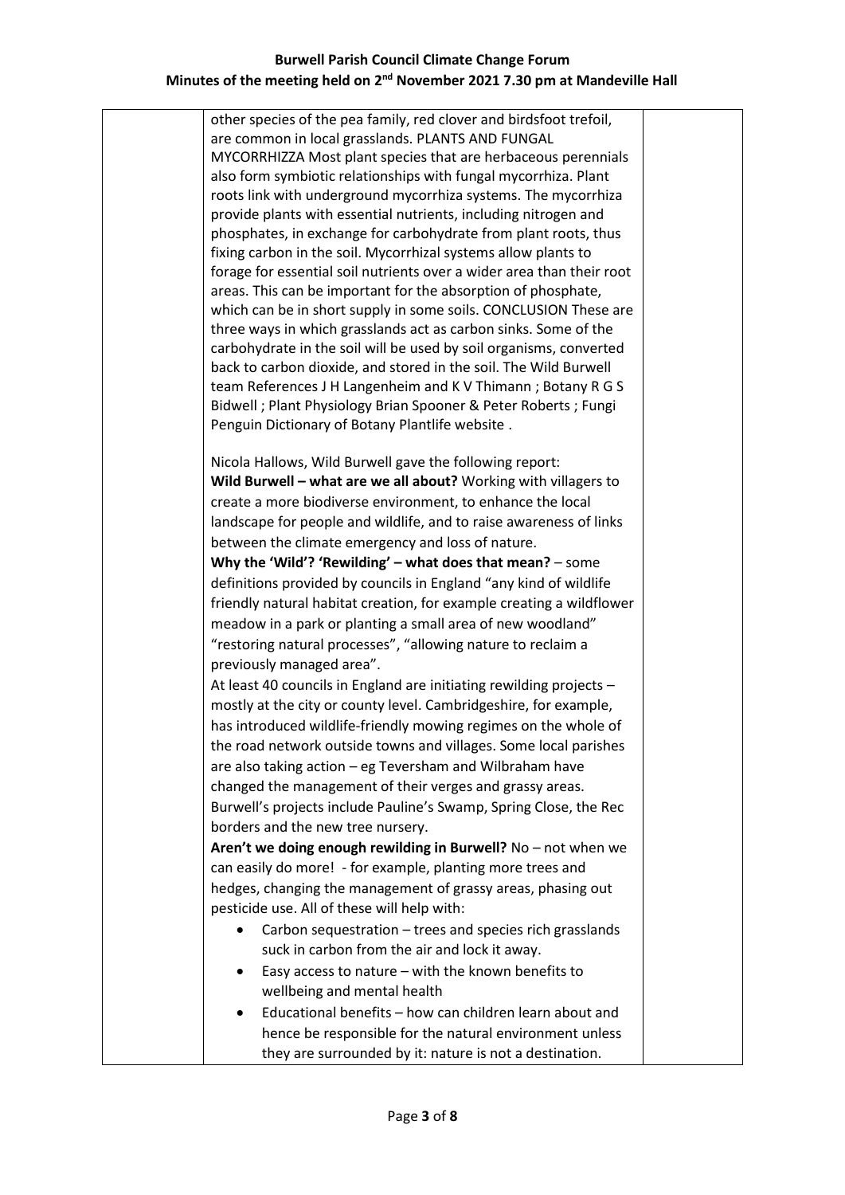| | | |
|---|---|---|
| | other species of the pea family, red clover and birdsfoot trefoil, are common in local grasslands. PLANTS AND FUNGAL MYCORRHIZZA Most plant species that are herbaceous perennials also form symbiotic relationships with fungal mycorrhiza. Plant roots link with underground mycorrhiza systems. The mycorrhiza provide plants with essential nutrients, including nitrogen and phosphates, in exchange for carbohydrate from plant roots, thus fixing carbon in the soil. Mycorrhizal systems allow plants to forage for essential soil nutrients over a wider area than their root areas. This can be important for the absorption of phosphate, which can be in short supply in some soils. CONCLUSION These are three ways in which grasslands act as carbon sinks. Some of the carbohydrate in the soil will be used by soil organisms, converted back to carbon dioxide, and stored in the soil. The Wild Burwell team References J H Langenheim and K V Thimann ; Botany R G S Bidwell ; Plant Physiology Brian Spooner & Peter Roberts ; Fungi Penguin Dictionary of Botany Plantlife website .<br><br>Nicola Hallows, Wild Burwell gave the following report:<br>**Wild Burwell – what are we all about?** Working with villagers to create a more biodiverse environment, to enhance the local landscape for people and wildlife, and to raise awareness of links between the climate emergency and loss of nature.<br>**Why the 'Wild'? 'Rewilding' – what does that mean?** – some definitions provided by councils in England "any kind of wildlife friendly natural habitat creation, for example creating a wildflower meadow in a park or planting a small area of new woodland" "restoring natural processes", "allowing nature to reclaim a previously managed area".<br>At least 40 councils in England are initiating rewilding projects – mostly at the city or county level. Cambridgeshire, for example, has introduced wildlife-friendly mowing regimes on the whole of the road network outside towns and villages. Some local parishes are also taking action – eg Teversham and Wilbraham have changed the management of their verges and grassy areas. Burwell's projects include Pauline's Swamp, Spring Close, the Rec borders and the new tree nursery.<br>**Aren't we doing enough rewilding in Burwell?** No – not when we can easily do more! - for example, planting more trees and hedges, changing the management of grassy areas, phasing out pesticide use. All of these will help with:<br>• Carbon sequestration – trees and species rich grasslands suck in carbon from the air and lock it away.<br>• Easy access to nature – with the known benefits to wellbeing and mental health<br>• Educational benefits – how can children learn about and hence be responsible for the natural environment unless they are surrounded by it: nature is not a destination. | |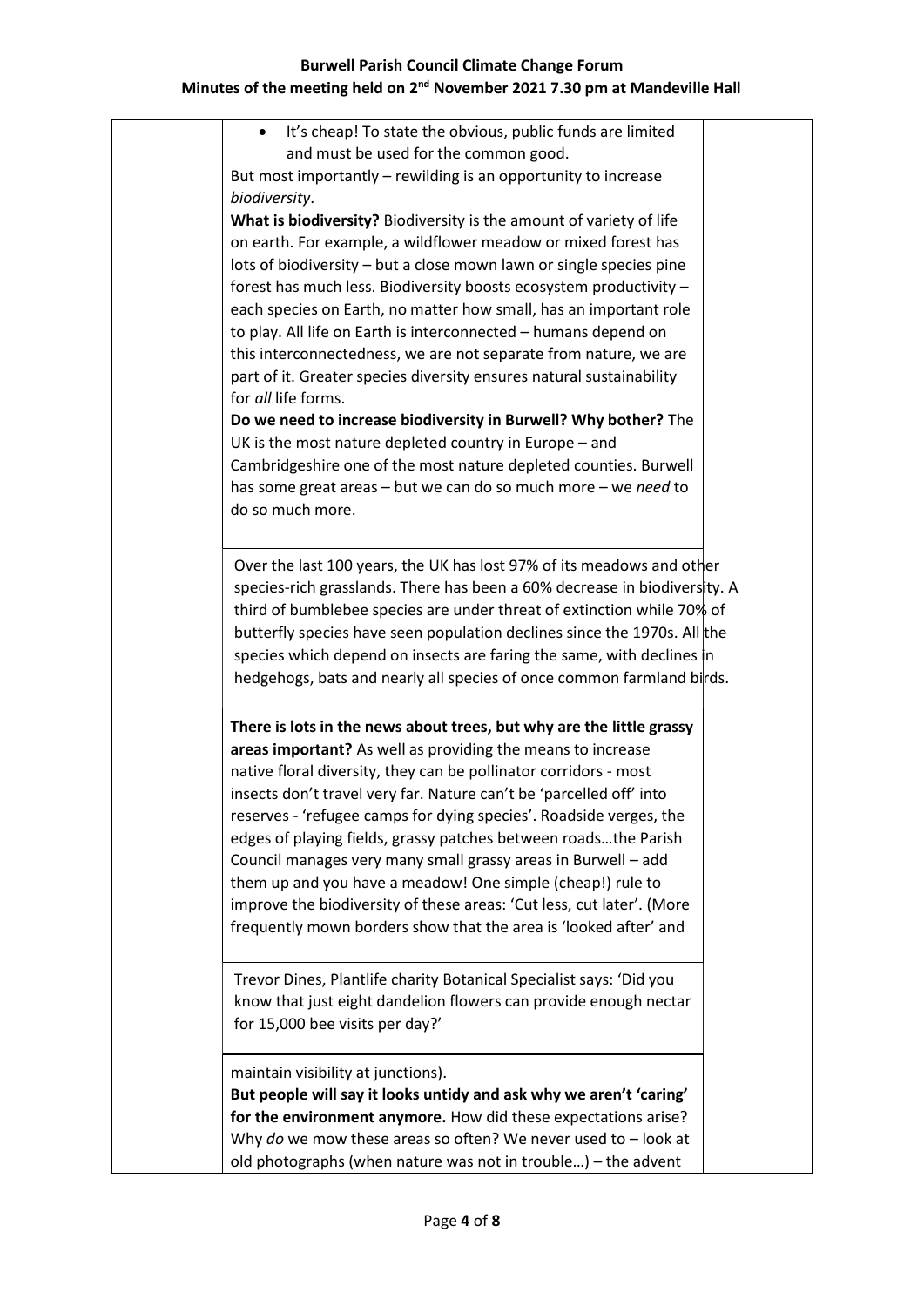- It's cheap! To state the obvious, public funds are limited and must be used for the common good.

But most importantly – rewilding is an opportunity to increase *biodiversity*.

**What is biodiversity?** Biodiversity is the amount of variety of life on earth. For example, a wildflower meadow or mixed forest has lots of biodiversity – but a close mown lawn or single species pine forest has much less. Biodiversity boosts ecosystem productivity – each species on Earth, no matter how small, has an important role to play. All life on Earth is interconnected – humans depend on this interconnectedness, we are not separate from nature, we are part of it. Greater species diversity ensures natural sustainability for *all* life forms.

**Do we need to increase biodiversity in Burwell? Why bother?** The UK is the most nature depleted country in Europe – and Cambridgeshire one of the most nature depleted counties. Burwell has some great areas – but we can do so much more – we *need* to do so much more.

> Over the last 100 years, the UK has lost 97% of its meadows and other species-rich grasslands. There has been a 60% decrease in biodiversity. A third of bumblebee species are under threat of extinction while 70% of butterfly species have seen population declines since the 1970s. All the species which depend on insects are faring the same, with declines in hedgehogs, bats and nearly all species of once common farmland birds.

**There is lots in the news about trees, but why are the little grassy areas important?** As well as providing the means to increase native floral diversity, they can be pollinator corridors - most insects don't travel very far. Nature can't be 'parcelled off' into reserves - 'refugee camps for dying species'. Roadside verges, the edges of playing fields, grassy patches between roads…the Parish Council manages very many small grassy areas in Burwell – add them up and you have a meadow! One simple (cheap!) rule to improve the biodiversity of these areas: 'Cut less, cut later'. (More frequently mown borders show that the area is 'looked after' and maintain visibility at junctions).

> Trevor Dines, Plantlife charity Botanical Specialist says: 'Did you know that just eight dandelion flowers can provide enough nectar for 15,000 bee visits per day?'

**But people will say it looks untidy and ask why we aren't 'caring' for the environment anymore.** How did these expectations arise? Why *do* we mow these areas so often? We never used to – look at old photographs (when nature was not in trouble…) – the advent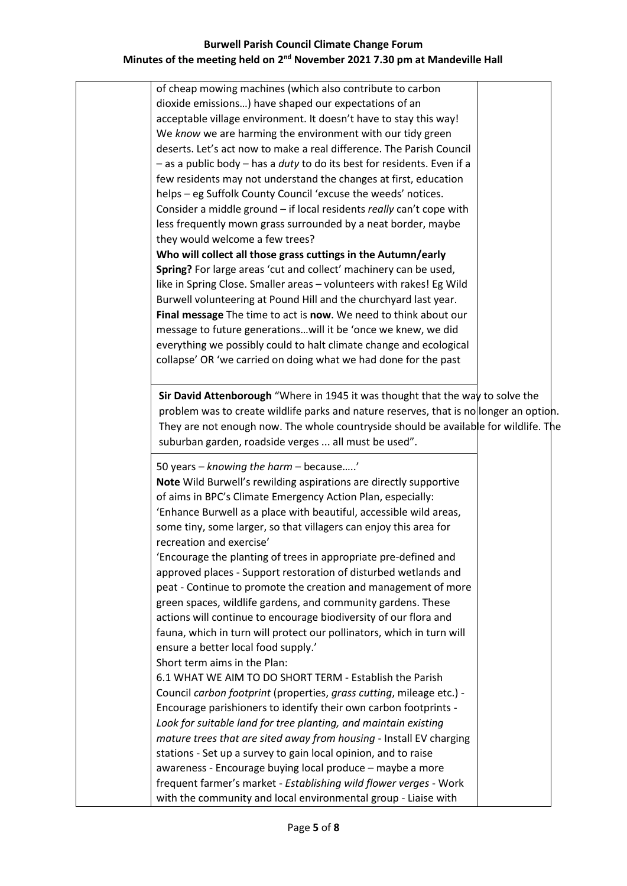of cheap mowing machines (which also contribute to carbon dioxide emissions…) have shaped our expectations of an acceptable village environment. It doesn't have to stay this way! We *know* we are harming the environment with our tidy green deserts. Let's act now to make a real difference. The Parish Council – as a public body – has a *duty* to do its best for residents. Even if a few residents may not understand the changes at first, education helps – eg Suffolk County Council 'excuse the weeds' notices. Consider a middle ground – if local residents *really* can't cope with less frequently mown grass surrounded by a neat border, maybe they would welcome a few trees?

**Who will collect all those grass cuttings in the Autumn/early Spring?** For large areas 'cut and collect' machinery can be used, like in Spring Close. Smaller areas – volunteers with rakes! Eg Wild Burwell volunteering at Pound Hill and the churchyard last year.

**Final message** The time to act is **now**. We need to think about our message to future generations…will it be 'once we knew, we did everything we possibly could to halt climate change and ecological collapse' OR 'we carried on doing what we had done for the past

**Sir David Attenborough** "Where in 1945 it was thought that the way to solve the problem was to create wildlife parks and nature reserves, that is no longer an option. They are not enough now. The whole countryside should be available for wildlife. The suburban garden, roadside verges ... all must be used".

50 years – *knowing the harm* – because…..'

**Note** Wild Burwell's rewilding aspirations are directly supportive of aims in BPC's Climate Emergency Action Plan, especially:

'Enhance Burwell as a place with beautiful, accessible wild areas, some tiny, some larger, so that villagers can enjoy this area for recreation and exercise'

'Encourage the planting of trees in appropriate pre-defined and approved places - Support restoration of disturbed wetlands and peat - Continue to promote the creation and management of more green spaces, wildlife gardens, and community gardens. These actions will continue to encourage biodiversity of our flora and fauna, which in turn will protect our pollinators, which in turn will ensure a better local food supply.'

Short term aims in the Plan:

6.1 WHAT WE AIM TO DO SHORT TERM - Establish the Parish Council *carbon footprint* (properties, *grass cutting*, mileage etc.) - Encourage parishioners to identify their own carbon footprints - *Look for suitable land for tree planting, and maintain existing mature trees that are sited away from housing* - Install EV charging stations - Set up a survey to gain local opinion, and to raise awareness - Encourage buying local produce – maybe a more frequent farmer's market - *Establishing wild flower verges* - Work with the community and local environmental group - Liaise with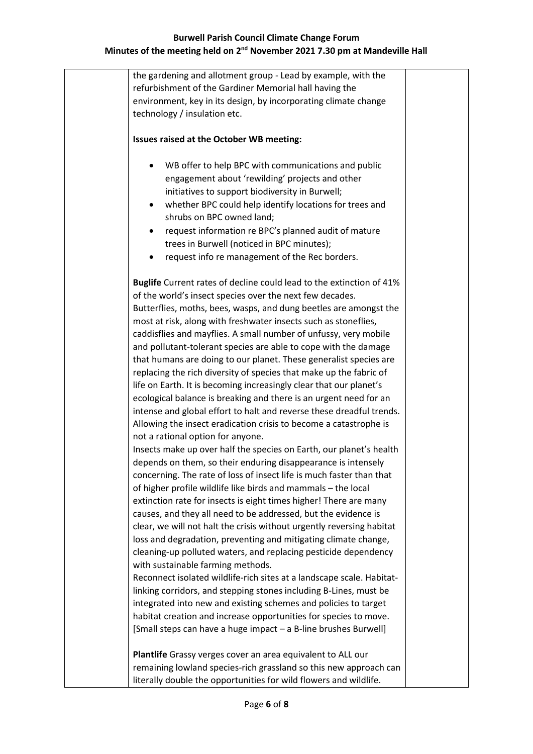| | the gardening and allotment group - Lead by example, with the refurbishment of the Gardiner Memorial hall having the environment, key in its design, by incorporating climate change technology / insulation etc.<br><br>**Issues raised at the October WB meeting:**<br><br>• WB offer to help BPC with communications and public engagement about 'rewilding' projects and other initiatives to support biodiversity in Burwell;<br>• whether BPC could help identify locations for trees and shrubs on BPC owned land;<br>• request information re BPC's planned audit of mature trees in Burwell (noticed in BPC minutes);<br>• request info re management of the Rec borders.<br><br>**Buglife** Current rates of decline could lead to the extinction of 41% of the world's insect species over the next few decades. Butterflies, moths, bees, wasps, and dung beetles are amongst the most at risk, along with freshwater insects such as stoneflies, caddisflies and mayflies. A small number of unfussy, very mobile and pollutant-tolerant species are able to cope with the damage that humans are doing to our planet. These generalist species are replacing the rich diversity of species that make up the fabric of life on Earth. It is becoming increasingly clear that our planet's ecological balance is breaking and there is an urgent need for an intense and global effort to halt and reverse these dreadful trends. Allowing the insect eradication crisis to become a catastrophe is not a rational option for anyone.<br>Insects make up over half the species on Earth, our planet's health depends on them, so their enduring disappearance is intensely concerning. The rate of loss of insect life is much faster than that of higher profile wildlife like birds and mammals – the local extinction rate for insects is eight times higher! There are many causes, and they all need to be addressed, but the evidence is clear, we will not halt the crisis without urgently reversing habitat loss and degradation, preventing and mitigating climate change, cleaning-up polluted waters, and replacing pesticide dependency with sustainable farming methods.<br>Reconnect isolated wildlife-rich sites at a landscape scale. Habitat-linking corridors, and stepping stones including B-Lines, must be integrated into new and existing schemes and policies to target habitat creation and increase opportunities for species to move. [Small steps can have a huge impact – a B-line brushes Burwell]<br><br>**Plantlife** Grassy verges cover an area equivalent to ALL our remaining lowland species-rich grassland so this new approach can literally double the opportunities for wild flowers and wildlife. | |
|---|---|---|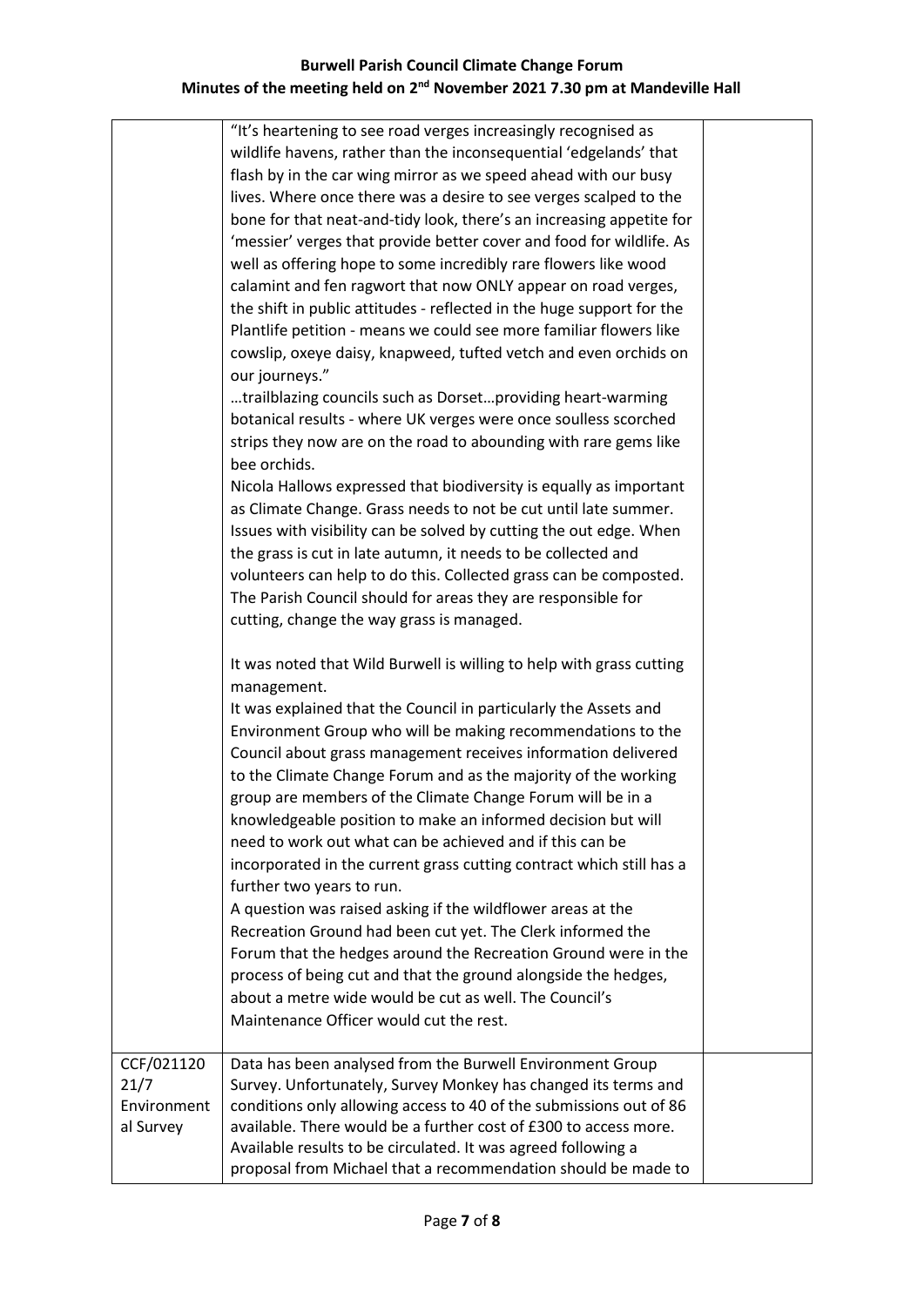**Burwell Parish Council Climate Change Forum**
**Minutes of the meeting held on 2nd November 2021 7.30 pm at Mandeville Hall**

| | | |
|---|---|---|
| | "It's heartening to see road verges increasingly recognised as wildlife havens, rather than the inconsequential 'edgelands' that flash by in the car wing mirror as we speed ahead with our busy lives. Where once there was a desire to see verges scalped to the bone for that neat-and-tidy look, there's an increasing appetite for 'messier' verges that provide better cover and food for wildlife. As well as offering hope to some incredibly rare flowers like wood calamint and fen ragwort that now ONLY appear on road verges, the shift in public attitudes - reflected in the huge support for the Plantlife petition - means we could see more familiar flowers like cowslip, oxeye daisy, knapweed, tufted vetch and even orchids on our journeys."<br>…trailblazing councils such as Dorset…providing heart-warming botanical results - where UK verges were once soulless scorched strips they now are on the road to abounding with rare gems like bee orchids.<br>Nicola Hallows expressed that biodiversity is equally as important as Climate Change. Grass needs to not be cut until late summer. Issues with visibility can be solved by cutting the out edge. When the grass is cut in late autumn, it needs to be collected and volunteers can help to do this. Collected grass can be composted. The Parish Council should for areas they are responsible for cutting, change the way grass is managed.<br><br>It was noted that Wild Burwell is willing to help with grass cutting management.<br>It was explained that the Council in particularly the Assets and Environment Group who will be making recommendations to the Council about grass management receives information delivered to the Climate Change Forum and as the majority of the working group are members of the Climate Change Forum will be in a knowledgeable position to make an informed decision but will need to work out what can be achieved and if this can be incorporated in the current grass cutting contract which still has a further two years to run.<br>A question was raised asking if the wildflower areas at the Recreation Ground had been cut yet. The Clerk informed the Forum that the hedges around the Recreation Ground were in the process of being cut and that the ground alongside the hedges, about a metre wide would be cut as well. The Council's Maintenance Officer would cut the rest. | |
| CCF/02112021/7 Environmental Survey | Data has been analysed from the Burwell Environment Group Survey. Unfortunately, Survey Monkey has changed its terms and conditions only allowing access to 40 of the submissions out of 86 available. There would be a further cost of £300 to access more. Available results to be circulated. It was agreed following a proposal from Michael that a recommendation should be made to | |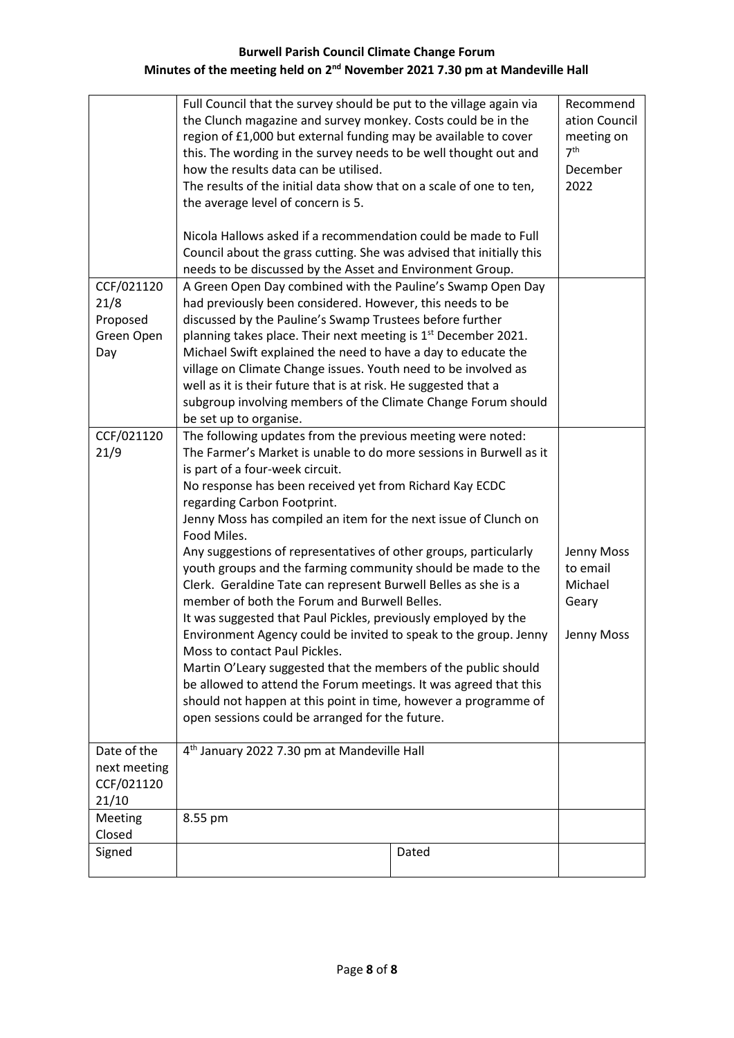| | | |
|---|---|---|
| | Full Council that the survey should be put to the village again via the Clunch magazine and survey monkey. Costs could be in the region of £1,000 but external funding may be available to cover this. The wording in the survey needs to be well thought out and how the results data can be utilised.<br>The results of the initial data show that on a scale of one to ten, the average level of concern is 5.<br><br>Nicola Hallows asked if a recommendation could be made to Full Council about the grass cutting. She was advised that initially this needs to be discussed by the Asset and Environment Group. | Recommendation Council meeting on 7th December 2022 |
| CCF/021120 21/8 Proposed Green Open Day | A Green Open Day combined with the Pauline's Swamp Open Day had previously been considered. However, this needs to be discussed by the Pauline's Swamp Trustees before further planning takes place. Their next meeting is 1st December 2021. Michael Swift explained the need to have a day to educate the village on Climate Change issues. Youth need to be involved as well as it is their future that is at risk. He suggested that a subgroup involving members of the Climate Change Forum should be set up to organise. | |
| CCF/021120 21/9 | The following updates from the previous meeting were noted:<br>The Farmer's Market is unable to do more sessions in Burwell as it is part of a four-week circuit.<br>No response has been received yet from Richard Kay ECDC regarding Carbon Footprint.<br>Jenny Moss has compiled an item for the next issue of Clunch on Food Miles.<br>Any suggestions of representatives of other groups, particularly youth groups and the farming community should be made to the Clerk. Geraldine Tate can represent Burwell Belles as she is a member of both the Forum and Burwell Belles.<br>It was suggested that Paul Pickles, previously employed by the Environment Agency could be invited to speak to the group. Jenny Moss to contact Paul Pickles.<br>Martin O'Leary suggested that the members of the public should be allowed to attend the Forum meetings. It was agreed that this should not happen at this point in time, however a programme of open sessions could be arranged for the future. | Jenny Moss to email Michael Geary<br><br>Jenny Moss |
| Date of the next meeting CCF/021120 21/10 | 4th January 2022 7.30 pm at Mandeville Hall | |
| Meeting Closed | 8.55 pm | |
| Signed | Dated | |